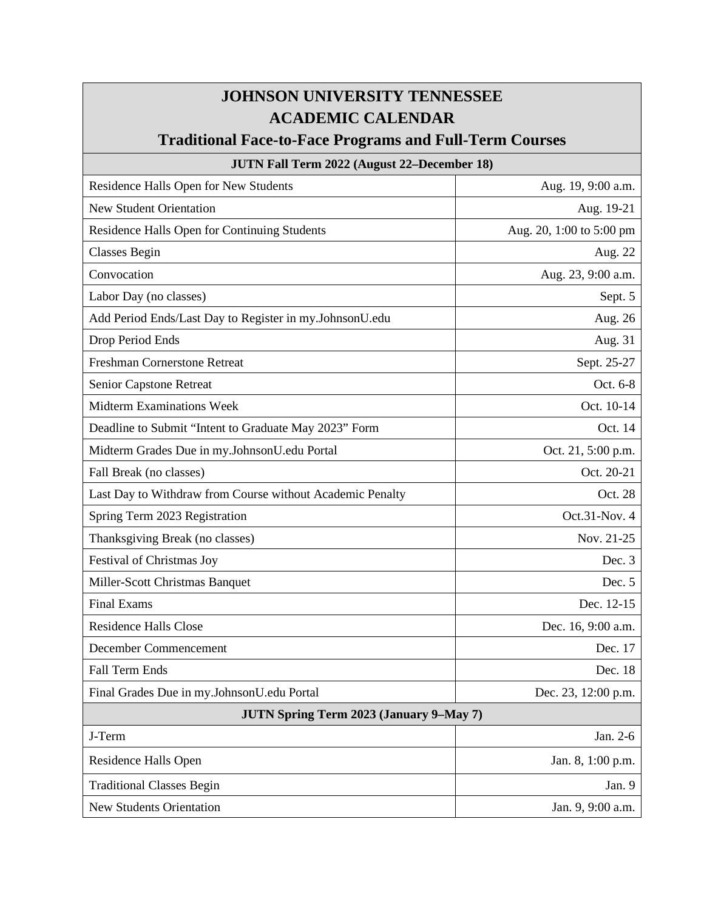# JOHNSON UNIVERSITY TENNESSEE
# ACADEMIC CALENDAR
## Traditional Face-to-Face Programs and Full-Term Courses

| JUTN Fall Term 2022 (August 22–December 18) | |
|---|---|
| Residence Halls Open for New Students | Aug. 19, 9:00 a.m. |
| New Student Orientation | Aug. 19-21 |
| Residence Halls Open for Continuing Students | Aug. 20, 1:00 to 5:00 pm |
| Classes Begin | Aug. 22 |
| Convocation | Aug. 23, 9:00 a.m. |
| Labor Day (no classes) | Sept. 5 |
| Add Period Ends/Last Day to Register in my.JohnsonU.edu | Aug. 26 |
| Drop Period Ends | Aug. 31 |
| Freshman Cornerstone Retreat | Sept. 25-27 |
| Senior Capstone Retreat | Oct. 6-8 |
| Midterm Examinations Week | Oct. 10-14 |
| Deadline to Submit "Intent to Graduate May 2023" Form | Oct. 14 |
| Midterm Grades Due in my.JohnsonU.edu Portal | Oct. 21, 5:00 p.m. |
| Fall Break (no classes) | Oct. 20-21 |
| Last Day to Withdraw from Course without Academic Penalty | Oct. 28 |
| Spring Term 2023 Registration | Oct.31-Nov. 4 |
| Thanksgiving Break (no classes) | Nov. 21-25 |
| Festival of Christmas Joy | Dec. 3 |
| Miller-Scott Christmas Banquet | Dec. 5 |
| Final Exams | Dec. 12-15 |
| Residence Halls Close | Dec. 16, 9:00 a.m. |
| December Commencement | Dec. 17 |
| Fall Term Ends | Dec. 18 |
| Final Grades Due in my.JohnsonU.edu Portal | Dec. 23, 12:00 p.m. |
| **JUTN Spring Term 2023 (January 9–May 7)** | |
| J-Term | Jan. 2-6 |
| Residence Halls Open | Jan. 8, 1:00 p.m. |
| Traditional Classes Begin | Jan. 9 |
| New Students Orientation | Jan. 9, 9:00 a.m. |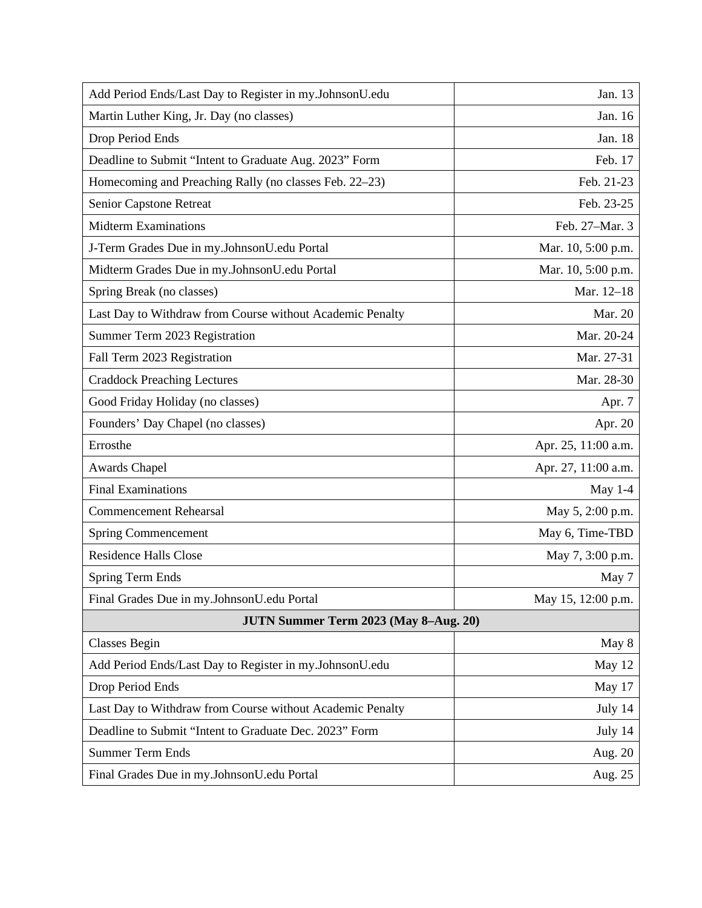| | |
|---|---|
| Add Period Ends/Last Day to Register in my.JohnsonU.edu | Jan. 13 |
| Martin Luther King, Jr. Day (no classes) | Jan. 16 |
| Drop Period Ends | Jan. 18 |
| Deadline to Submit "Intent to Graduate Aug. 2023" Form | Feb. 17 |
| Homecoming and Preaching Rally (no classes Feb. 22–23) | Feb. 21-23 |
| Senior Capstone Retreat | Feb. 23-25 |
| Midterm Examinations | Feb. 27–Mar. 3 |
| J-Term Grades Due in my.JohnsonU.edu Portal | Mar. 10, 5:00 p.m. |
| Midterm Grades Due in my.JohnsonU.edu Portal | Mar. 10, 5:00 p.m. |
| Spring Break (no classes) | Mar. 12–18 |
| Last Day to Withdraw from Course without Academic Penalty | Mar. 20 |
| Summer Term 2023 Registration | Mar. 20-24 |
| Fall Term 2023 Registration | Mar. 27-31 |
| Craddock Preaching Lectures | Mar. 28-30 |
| Good Friday Holiday (no classes) | Apr. 7 |
| Founders' Day Chapel (no classes) | Apr. 20 |
| Errosthe | Apr. 25, 11:00 a.m. |
| Awards Chapel | Apr. 27, 11:00 a.m. |
| Final Examinations | May 1-4 |
| Commencement Rehearsal | May 5, 2:00 p.m. |
| Spring Commencement | May 6, Time-TBD |
| Residence Halls Close | May 7, 3:00 p.m. |
| Spring Term Ends | May 7 |
| Final Grades Due in my.JohnsonU.edu Portal | May 15, 12:00 p.m. |
| **JUTN Summer Term 2023 (May 8–Aug. 20)** | |
| Classes Begin | May 8 |
| Add Period Ends/Last Day to Register in my.JohnsonU.edu | May 12 |
| Drop Period Ends | May 17 |
| Last Day to Withdraw from Course without Academic Penalty | July 14 |
| Deadline to Submit "Intent to Graduate Dec. 2023" Form | July 14 |
| Summer Term Ends | Aug. 20 |
| Final Grades Due in my.JohnsonU.edu Portal | Aug. 25 |